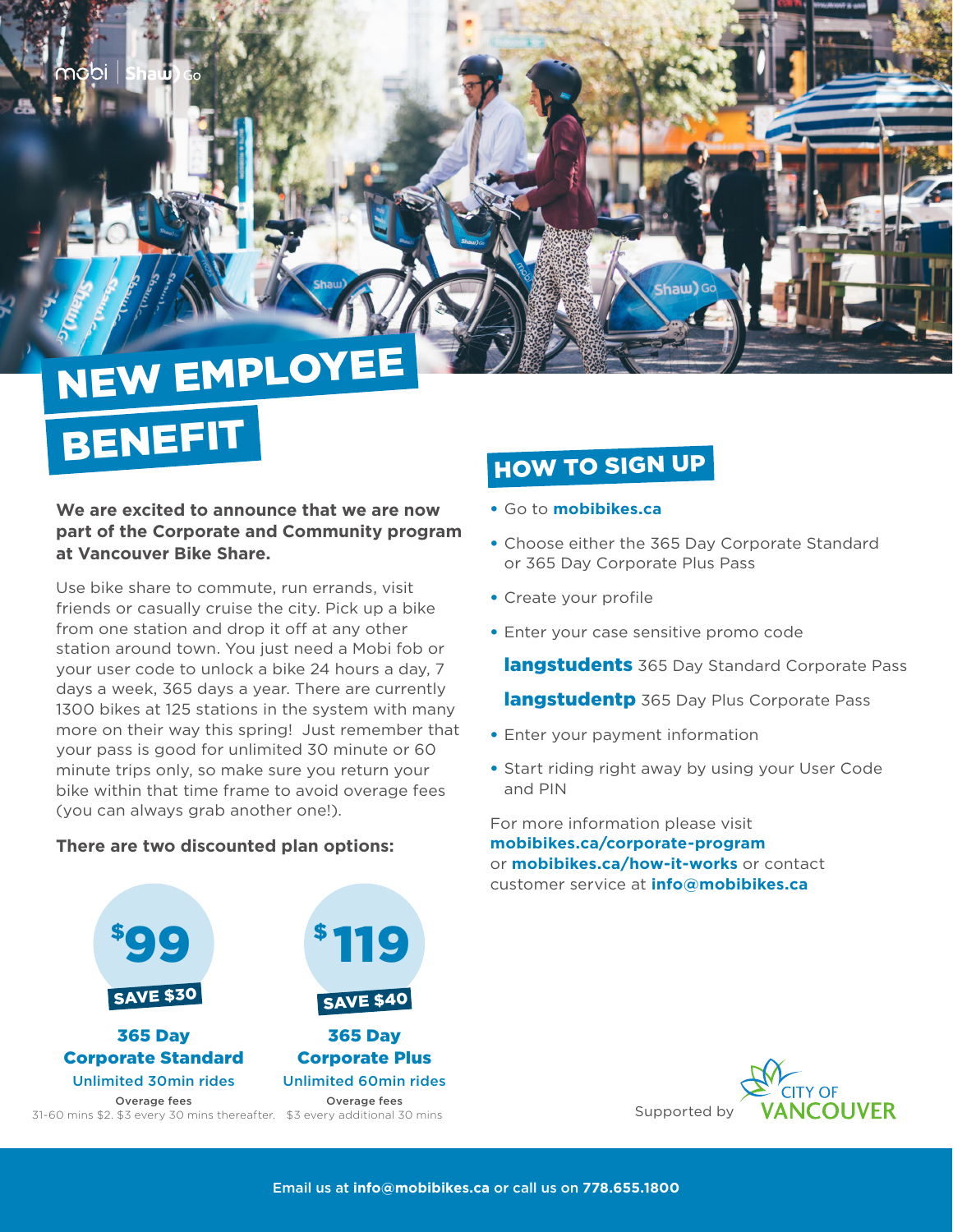# NEW EMPLOYEE BENEFIT

**We are excited to announce that we are now part of the Corporate and Community program at Vancouver Bike Share.**

Use bike share to commute, run errands, visit friends or casually cruise the city. Pick up a bike from one station and drop it off at any other station around town. You just need a Mobi fob or your user code to unlock a bike 24 hours a day, 7 days a week, 365 days a year. There are currently 1300 bikes at 125 stations in the system with many more on their way this spring! Just remember that your pass is good for unlimited 30 minute or 60 minute trips only, so make sure you return your bike within that time frame to avoid overage fees (you can always grab another one!).

**There are two discounted plan options:**

**$99** — SAVE $30

**365 Day Corporate Standard**

Unlimited 30min rides

Overage fees
31-60 mins $2. $3 every 30 mins thereafter.

**$119** — SAVE $40

**365 Day Corporate Plus**

Unlimited 60min rides

Overage fees
$3 every additional 30 mins

## HOW TO SIGN UP

- Go to **mobibikes.ca**
- Choose either the 365 Day Corporate Standard or 365 Day Corporate Plus Pass
- Create your profile
- Enter your case sensitive promo code

  **langstudents** 365 Day Standard Corporate Pass

  **langstudentp** 365 Day Plus Corporate Pass
- Enter your payment information
- Start riding right away by using your User Code and PIN

For more information please visit **mobibikes.ca/corporate-program** or **mobibikes.ca/how-it-works** or contact customer service at **info@mobibikes.ca**

Supported by CITY OF VANCOUVER

Email us at **info@mobibikes.ca** or call us on **778.655.1800**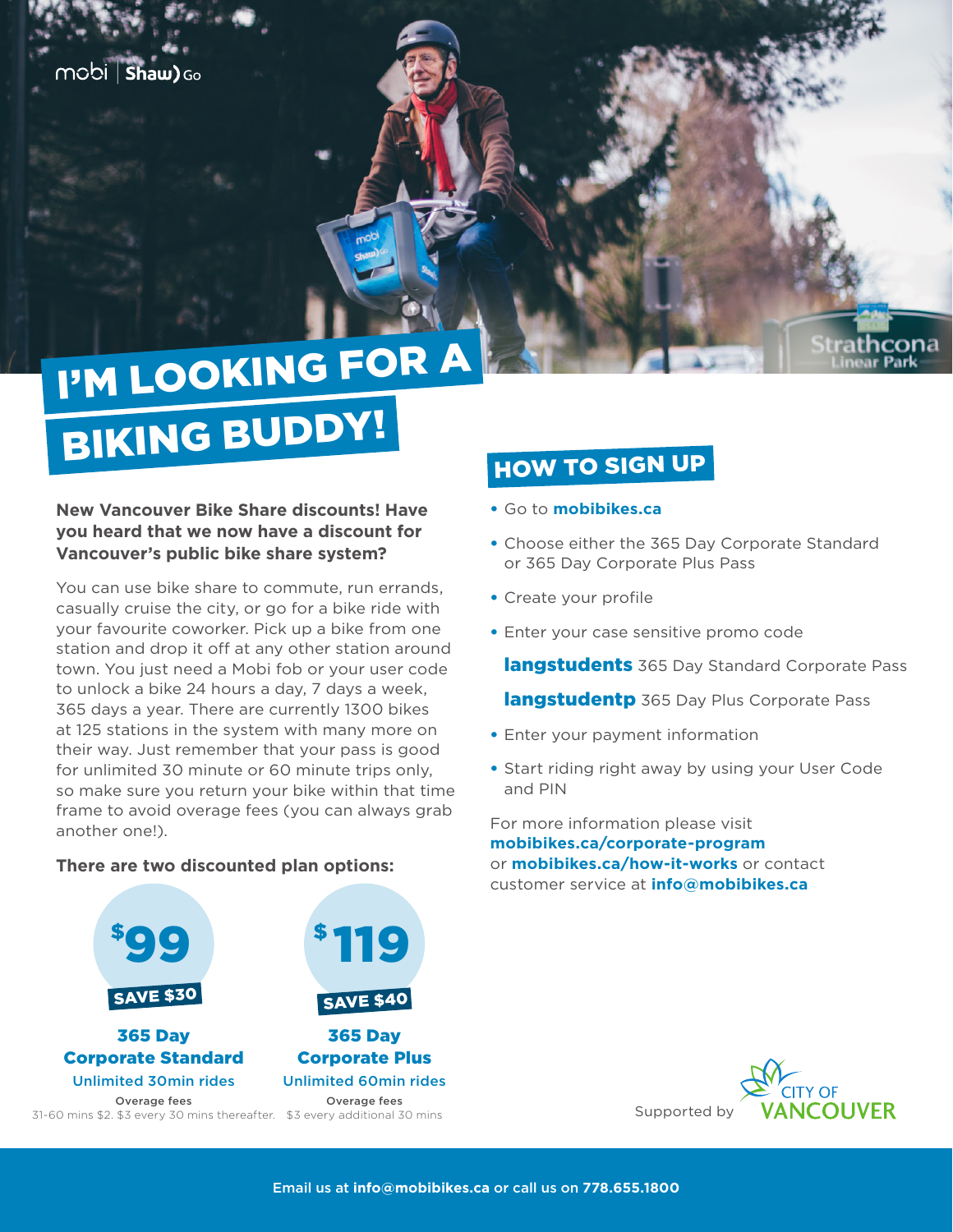mobi | Shaw) Go

# I'M LOOKING FOR A BIKING BUDDY!

**New Vancouver Bike Share discounts! Have you heard that we now have a discount for Vancouver's public bike share system?**

You can use bike share to commute, run errands, casually cruise the city, or go for a bike ride with your favourite coworker. Pick up a bike from one station and drop it off at any other station around town. You just need a Mobi fob or your user code to unlock a bike 24 hours a day, 7 days a week, 365 days a year. There are currently 1300 bikes at 125 stations in the system with many more on their way. Just remember that your pass is good for unlimited 30 minute or 60 minute trips only, so make sure you return your bike within that time frame to avoid overage fees (you can always grab another one!).

**There are two discounted plan options:**

**$99**
SAVE $30
**365 Day Corporate Standard**
Unlimited 30min rides
Overage fees
31-60 mins $2. $3 every 30 mins thereafter.

**$119**
SAVE $40
**365 Day Corporate Plus**
Unlimited 60min rides
Overage fees
$3 every additional 30 mins

## HOW TO SIGN UP

- Go to **mobibikes.ca**
- Choose either the 365 Day Corporate Standard or 365 Day Corporate Plus Pass
- Create your profile
- Enter your case sensitive promo code

  **langstudents** 365 Day Standard Corporate Pass

  **langstudentp** 365 Day Plus Corporate Pass
- Enter your payment information
- Start riding right away by using your User Code and PIN

For more information please visit **mobibikes.ca/corporate-program** or **mobibikes.ca/how-it-works** or contact customer service at **info@mobibikes.ca**

Supported by CITY OF VANCOUVER

Email us at **info@mobibikes.ca** or call us on **778.655.1800**